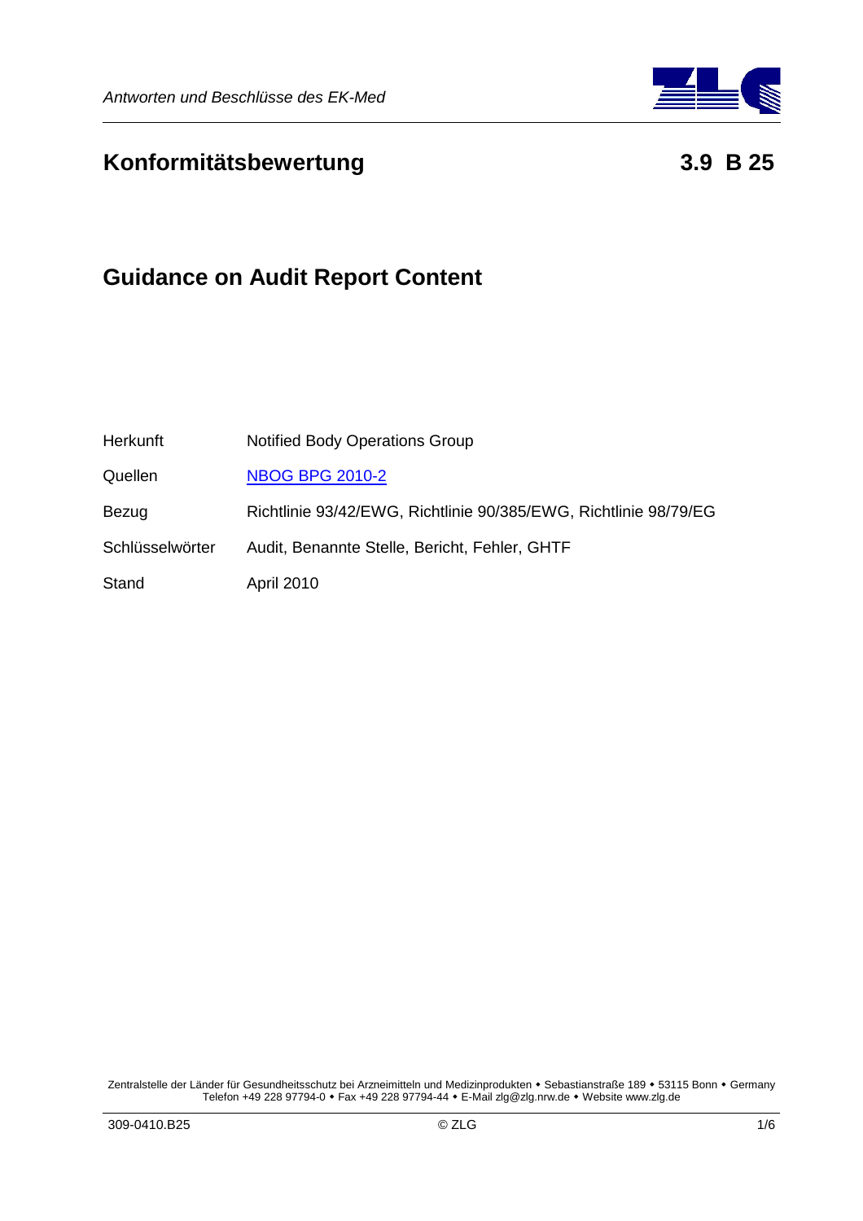# Konformitätsbewertung 3.9 B 25

## Guidance on Audit Report Content

| | |
|---|---|
| Herkunft | Notified Body Operations Group |
| Quellen | NBOG BPG 2010-2 |
| Bezug | Richtlinie 93/42/EWG, Richtlinie 90/385/EWG, Richtlinie 98/79/EG |
| Schlüsselwörter | Audit, Benannte Stelle, Bericht, Fehler, GHTF |
| Stand | April 2010 |

Zentralstelle der Länder für Gesundheitsschutz bei Arzneimitteln und Medizinprodukten • Sebastianstraße 189 • 53115 Bonn • Germany
Telefon +49 228 97794-0 • Fax +49 228 97794-44 • E-Mail zlg@zlg.nrw.de • Website www.zlg.de

309-0410.B25 © ZLG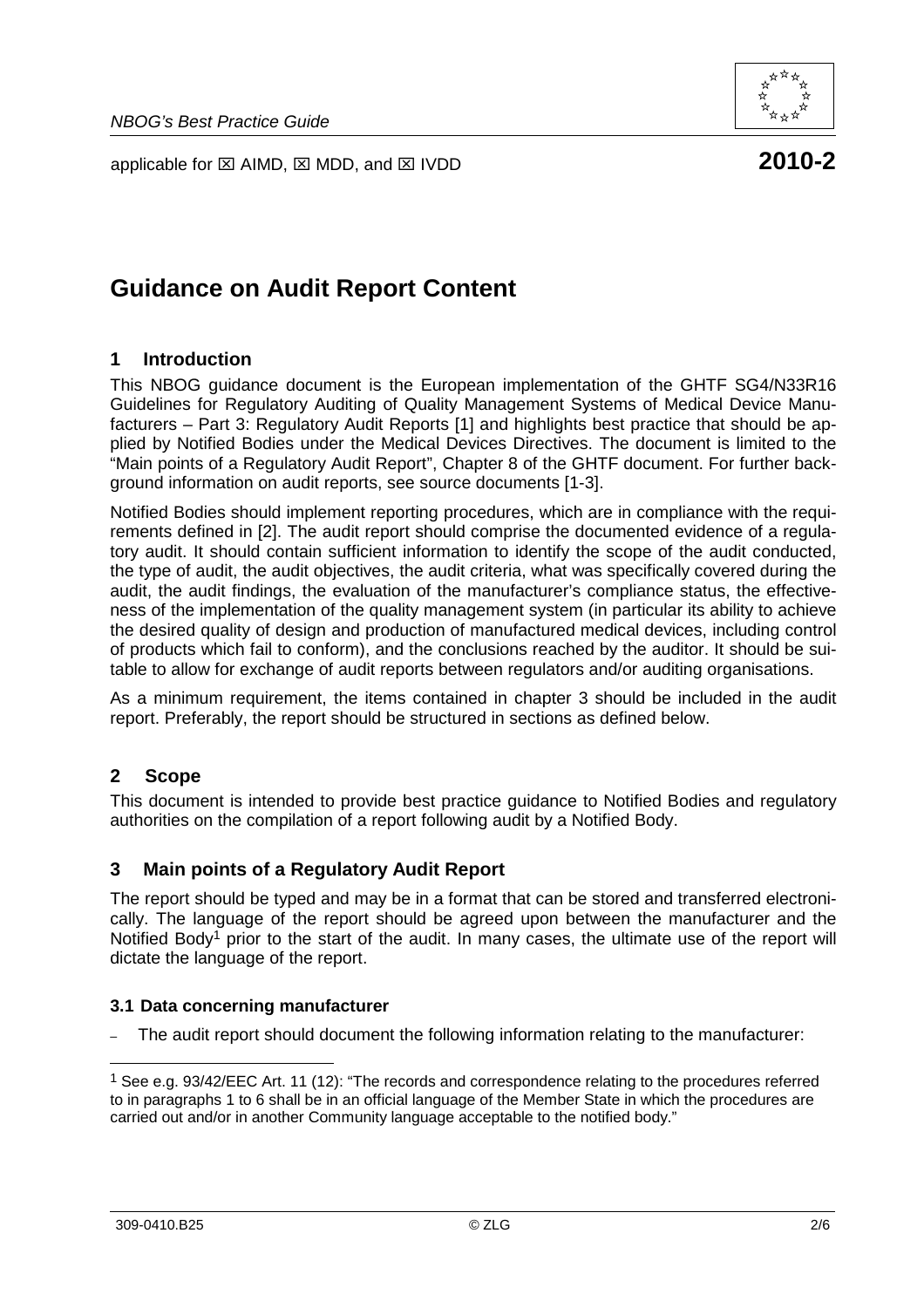*NBOG's Best Practice Guide*

applicable for ☒ AIMD, ☒ MDD, and ☒ IVDD **2010-2**

# Guidance on Audit Report Content

## 1 Introduction

This NBOG guidance document is the European implementation of the GHTF SG4/N33R16 Guidelines for Regulatory Auditing of Quality Management Systems of Medical Device Manufacturers – Part 3: Regulatory Audit Reports [1] and highlights best practice that should be applied by Notified Bodies under the Medical Devices Directives. The document is limited to the "Main points of a Regulatory Audit Report", Chapter 8 of the GHTF document. For further background information on audit reports, see source documents [1-3].

Notified Bodies should implement reporting procedures, which are in compliance with the requirements defined in [2]. The audit report should comprise the documented evidence of a regulatory audit. It should contain sufficient information to identify the scope of the audit conducted, the type of audit, the audit objectives, the audit criteria, what was specifically covered during the audit, the audit findings, the evaluation of the manufacturer's compliance status, the effectiveness of the implementation of the quality management system (in particular its ability to achieve the desired quality of design and production of manufactured medical devices, including control of products which fail to conform), and the conclusions reached by the auditor. It should be suitable to allow for exchange of audit reports between regulators and/or auditing organisations.

As a minimum requirement, the items contained in chapter 3 should be included in the audit report. Preferably, the report should be structured in sections as defined below.

## 2 Scope

This document is intended to provide best practice guidance to Notified Bodies and regulatory authorities on the compilation of a report following audit by a Notified Body.

## 3 Main points of a Regulatory Audit Report

The report should be typed and may be in a format that can be stored and transferred electronically. The language of the report should be agreed upon between the manufacturer and the Notified Body[1] prior to the start of the audit. In many cases, the ultimate use of the report will dictate the language of the report.

### 3.1 Data concerning manufacturer

- The audit report should document the following information relating to the manufacturer:

[1] See e.g. 93/42/EEC Art. 11 (12): "The records and correspondence relating to the procedures referred to in paragraphs 1 to 6 shall be in an official language of the Member State in which the procedures are carried out and/or in another Community language acceptable to the notified body."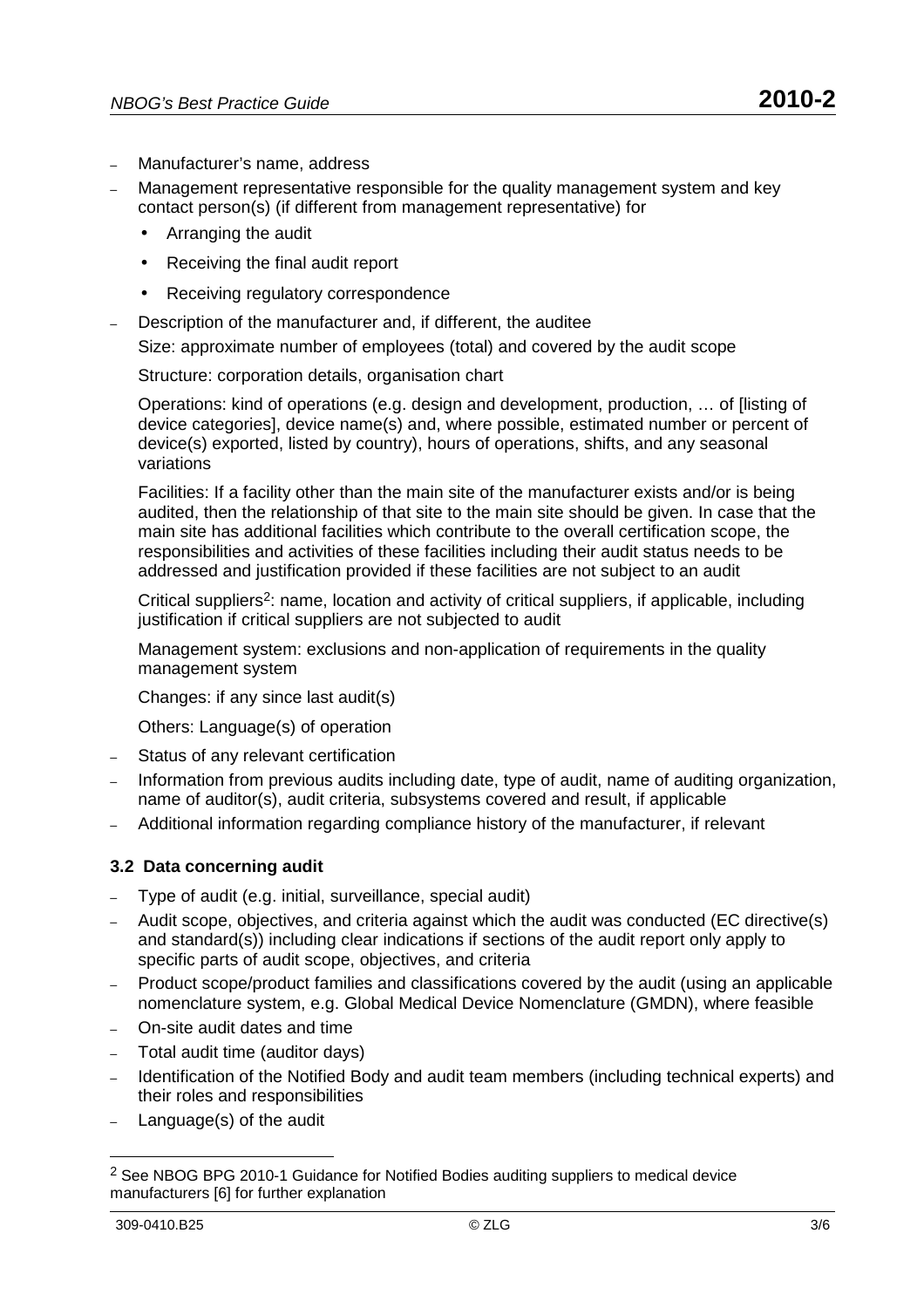- Manufacturer's name, address
- Management representative responsible for the quality management system and key contact person(s) (if different from management representative) for
  - Arranging the audit
  - Receiving the final audit report
  - Receiving regulatory correspondence
- Description of the manufacturer and, if different, the auditee

  Size: approximate number of employees (total) and covered by the audit scope

  Structure: corporation details, organisation chart

  Operations: kind of operations (e.g. design and development, production, … of [listing of device categories], device name(s) and, where possible, estimated number or percent of device(s) exported, listed by country), hours of operations, shifts, and any seasonal variations

  Facilities: If a facility other than the main site of the manufacturer exists and/or is being audited, then the relationship of that site to the main site should be given. In case that the main site has additional facilities which contribute to the overall certification scope, the responsibilities and activities of these facilities including their audit status needs to be addressed and justification provided if these facilities are not subject to an audit

  Critical suppliers[2]: name, location and activity of critical suppliers, if applicable, including justification if critical suppliers are not subjected to audit

  Management system: exclusions and non-application of requirements in the quality management system

  Changes: if any since last audit(s)

  Others: Language(s) of operation
- Status of any relevant certification
- Information from previous audits including date, type of audit, name of auditing organization, name of auditor(s), audit criteria, subsystems covered and result, if applicable
- Additional information regarding compliance history of the manufacturer, if relevant

### 3.2 Data concerning audit

- Type of audit (e.g. initial, surveillance, special audit)
- Audit scope, objectives, and criteria against which the audit was conducted (EC directive(s) and standard(s)) including clear indications if sections of the audit report only apply to specific parts of audit scope, objectives, and criteria
- Product scope/product families and classifications covered by the audit (using an applicable nomenclature system, e.g. Global Medical Device Nomenclature (GMDN), where feasible
- On-site audit dates and time
- Total audit time (auditor days)
- Identification of the Notified Body and audit team members (including technical experts) and their roles and responsibilities
- Language(s) of the audit

---

[2] See NBOG BPG 2010-1 Guidance for Notified Bodies auditing suppliers to medical device manufacturers [6] for further explanation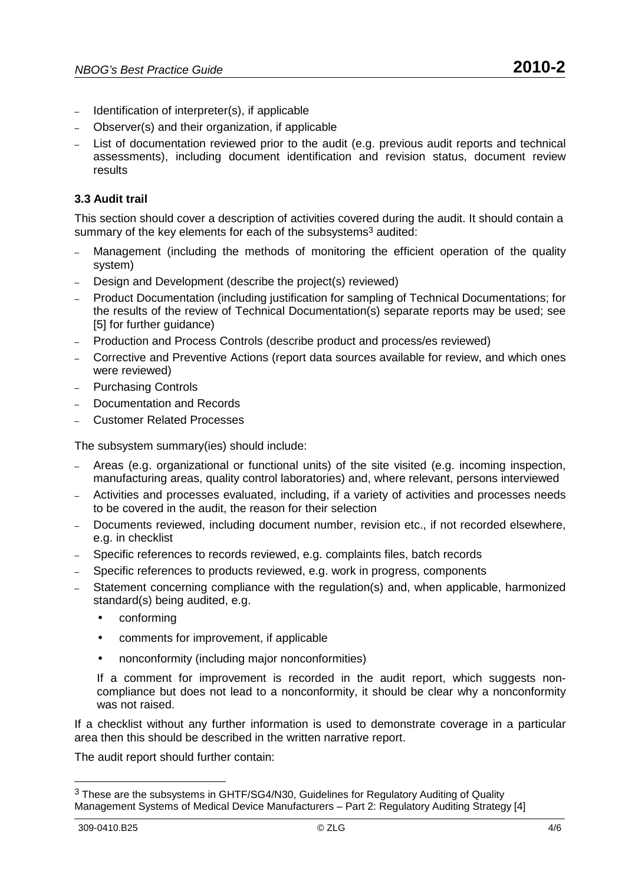- Identification of interpreter(s), if applicable
- Observer(s) and their organization, if applicable
- List of documentation reviewed prior to the audit (e.g. previous audit reports and technical assessments), including document identification and revision status, document review results

### 3.3 Audit trail

This section should cover a description of activities covered during the audit. It should contain a summary of the key elements for each of the subsystems[3] audited:

- Management (including the methods of monitoring the efficient operation of the quality system)
- Design and Development (describe the project(s) reviewed)
- Product Documentation (including justification for sampling of Technical Documentations; for the results of the review of Technical Documentation(s) separate reports may be used; see [5] for further guidance)
- Production and Process Controls (describe product and process/es reviewed)
- Corrective and Preventive Actions (report data sources available for review, and which ones were reviewed)
- Purchasing Controls
- Documentation and Records
- Customer Related Processes

The subsystem summary(ies) should include:

- Areas (e.g. organizational or functional units) of the site visited (e.g. incoming inspection, manufacturing areas, quality control laboratories) and, where relevant, persons interviewed
- Activities and processes evaluated, including, if a variety of activities and processes needs to be covered in the audit, the reason for their selection
- Documents reviewed, including document number, revision etc., if not recorded elsewhere, e.g. in checklist
- Specific references to records reviewed, e.g. complaints files, batch records
- Specific references to products reviewed, e.g. work in progress, components
- Statement concerning compliance with the regulation(s) and, when applicable, harmonized standard(s) being audited, e.g.
  - conforming
  - comments for improvement, if applicable
  - nonconformity (including major nonconformities)

  If a comment for improvement is recorded in the audit report, which suggests non-compliance but does not lead to a nonconformity, it should be clear why a nonconformity was not raised.

If a checklist without any further information is used to demonstrate coverage in a particular area then this should be described in the written narrative report.

The audit report should further contain:

[3] These are the subsystems in GHTF/SG4/N30, Guidelines for Regulatory Auditing of Quality Management Systems of Medical Device Manufacturers – Part 2: Regulatory Auditing Strategy [4]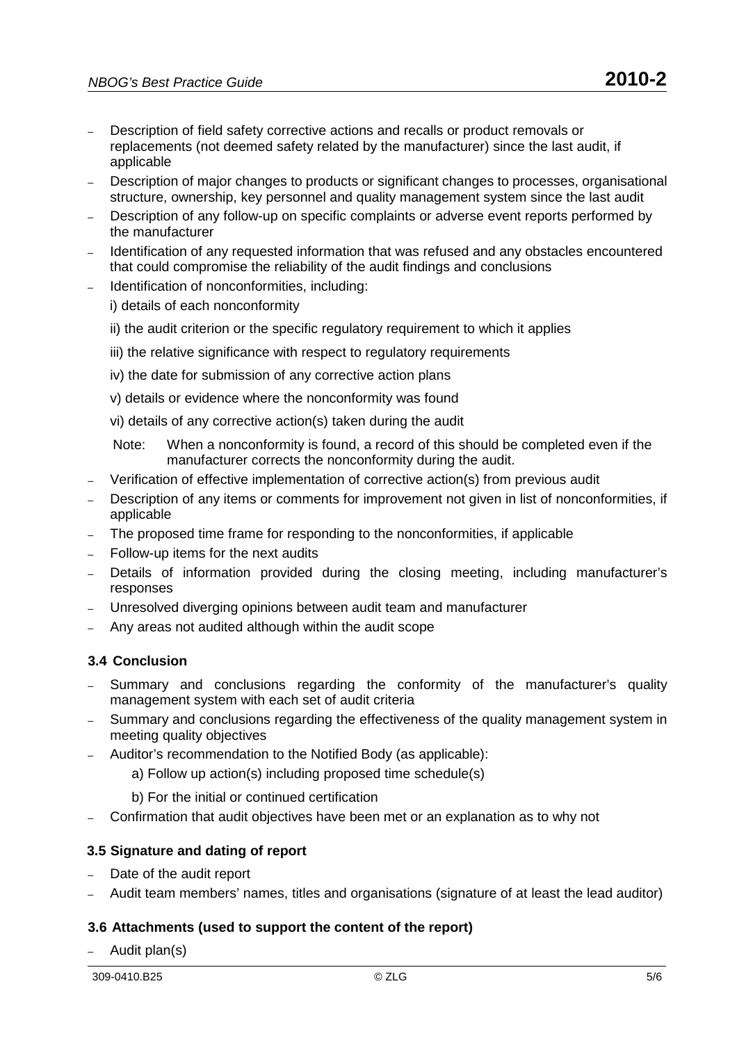- Description of field safety corrective actions and recalls or product removals or replacements (not deemed safety related by the manufacturer) since the last audit, if applicable
- Description of major changes to products or significant changes to processes, organisational structure, ownership, key personnel and quality management system since the last audit
- Description of any follow-up on specific complaints or adverse event reports performed by the manufacturer
- Identification of any requested information that was refused and any obstacles encountered that could compromise the reliability of the audit findings and conclusions
- Identification of nonconformities, including:

  i) details of each nonconformity

  ii) the audit criterion or the specific regulatory requirement to which it applies

  iii) the relative significance with respect to regulatory requirements

  iv) the date for submission of any corrective action plans

  v) details or evidence where the nonconformity was found

  vi) details of any corrective action(s) taken during the audit

  Note: When a nonconformity is found, a record of this should be completed even if the manufacturer corrects the nonconformity during the audit.
- Verification of effective implementation of corrective action(s) from previous audit
- Description of any items or comments for improvement not given in list of nonconformities, if applicable
- The proposed time frame for responding to the nonconformities, if applicable
- Follow-up items for the next audits
- Details of information provided during the closing meeting, including manufacturer's responses
- Unresolved diverging opinions between audit team and manufacturer
- Any areas not audited although within the audit scope

### 3.4 Conclusion

- Summary and conclusions regarding the conformity of the manufacturer's quality management system with each set of audit criteria
- Summary and conclusions regarding the effectiveness of the quality management system in meeting quality objectives
- Auditor's recommendation to the Notified Body (as applicable):

  a) Follow up action(s) including proposed time schedule(s)

  b) For the initial or continued certification
- Confirmation that audit objectives have been met or an explanation as to why not

### 3.5 Signature and dating of report

- Date of the audit report
- Audit team members' names, titles and organisations (signature of at least the lead auditor)

### 3.6 Attachments (used to support the content of the report)

- Audit plan(s)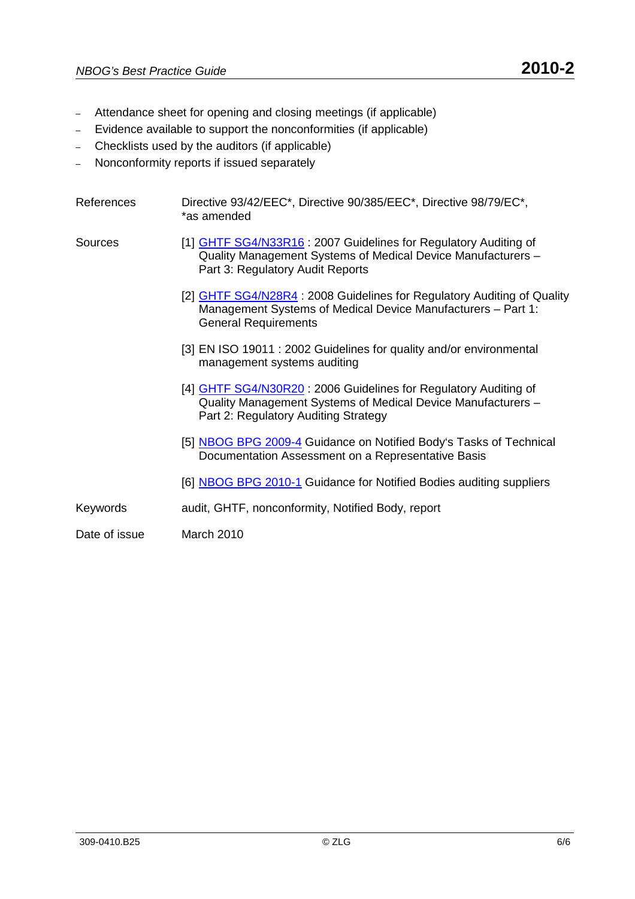- Attendance sheet for opening and closing meetings (if applicable)
- Evidence available to support the nonconformities (if applicable)
- Checklists used by the auditors (if applicable)
- Nonconformity reports if issued separately

| | |
|---|---|
| References | Directive 93/42/EEC*, Directive 90/385/EEC*, Directive 98/79/EC*, *as amended |
| Sources | [1] GHTF SG4/N33R16 : 2007 Guidelines for Regulatory Auditing of Quality Management Systems of Medical Device Manufacturers – Part 3: Regulatory Audit Reports |
| | [2] GHTF SG4/N28R4 : 2008 Guidelines for Regulatory Auditing of Quality Management Systems of Medical Device Manufacturers – Part 1: General Requirements |
| | [3] EN ISO 19011 : 2002 Guidelines for quality and/or environmental management systems auditing |
| | [4] GHTF SG4/N30R20 : 2006 Guidelines for Regulatory Auditing of Quality Management Systems of Medical Device Manufacturers – Part 2: Regulatory Auditing Strategy |
| | [5] NBOG BPG 2009-4 Guidance on Notified Body's Tasks of Technical Documentation Assessment on a Representative Basis |
| | [6] NBOG BPG 2010-1 Guidance for Notified Bodies auditing suppliers |
| Keywords | audit, GHTF, nonconformity, Notified Body, report |
| Date of issue | March 2010 |